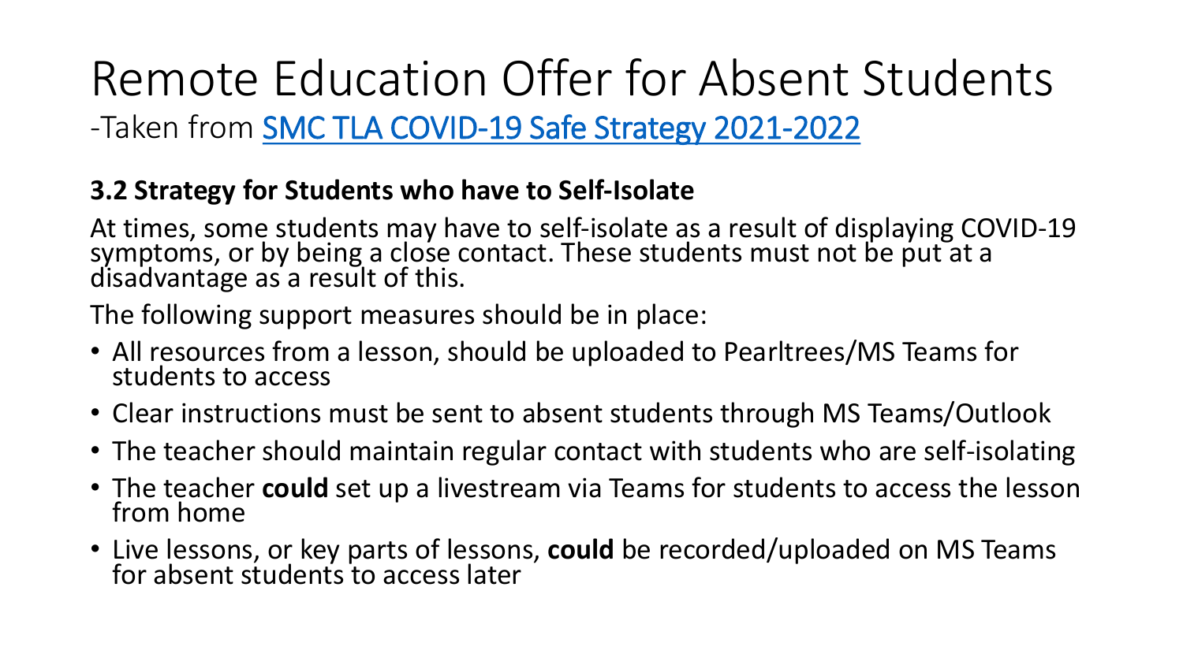# Remote Education Offer for Absent Students

-Taken from SMC TLA COVID-19 Safe Strategy 2021-2022

### 3.2 Strategy for Students who have to Self-Isolate

At times, some students may have to self-isolate as a result of displaying COVID-19 symptoms, or by being a close contact. These students must not be put at a disadvantage as a result of this.

The following support measures should be in place:

- All resources from a lesson, should be uploaded to Pearltrees/MS Teams for students to access
- Clear instructions must be sent to absent students through MS Teams/Outlook
- The teacher should maintain regular contact with students who are self-isolating
- The teacher **could** set up a livestream via Teams for students to access the lesson from home
- Live lessons, or key parts of lessons, **could** be recorded/uploaded on MS Teams for absent students to access later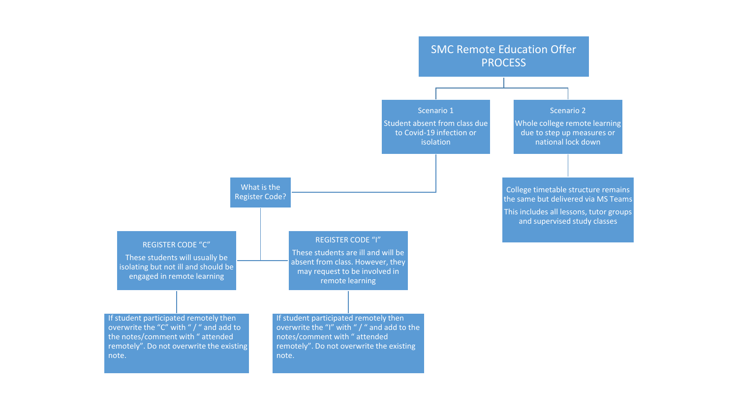# SMC Remote Education Offer PROCESS

## Scenario 1

Student absent from class due to Covid-19 infection or isolation

What is the Register Code?

### REGISTER CODE “C”

These students will usually be isolating but not ill and should be engaged in remote learning

If student participated remotely then overwrite the “C” with “ / “ and add to the notes/comment with “ attended remotely”. Do not overwrite the existing note.

### REGISTER CODE “I”

These students are ill and will be absent from class. However, they may request to be involved in remote learning

If student participated remotely then overwrite the “I” with “ / “ and add to the notes/comment with “ attended remotely”. Do not overwrite the existing note.

## Scenario 2

Whole college remote learning due to step up measures or national lock down

College timetable structure remains the same but delivered via MS Teams

This includes all lessons, tutor groups and supervised study classes